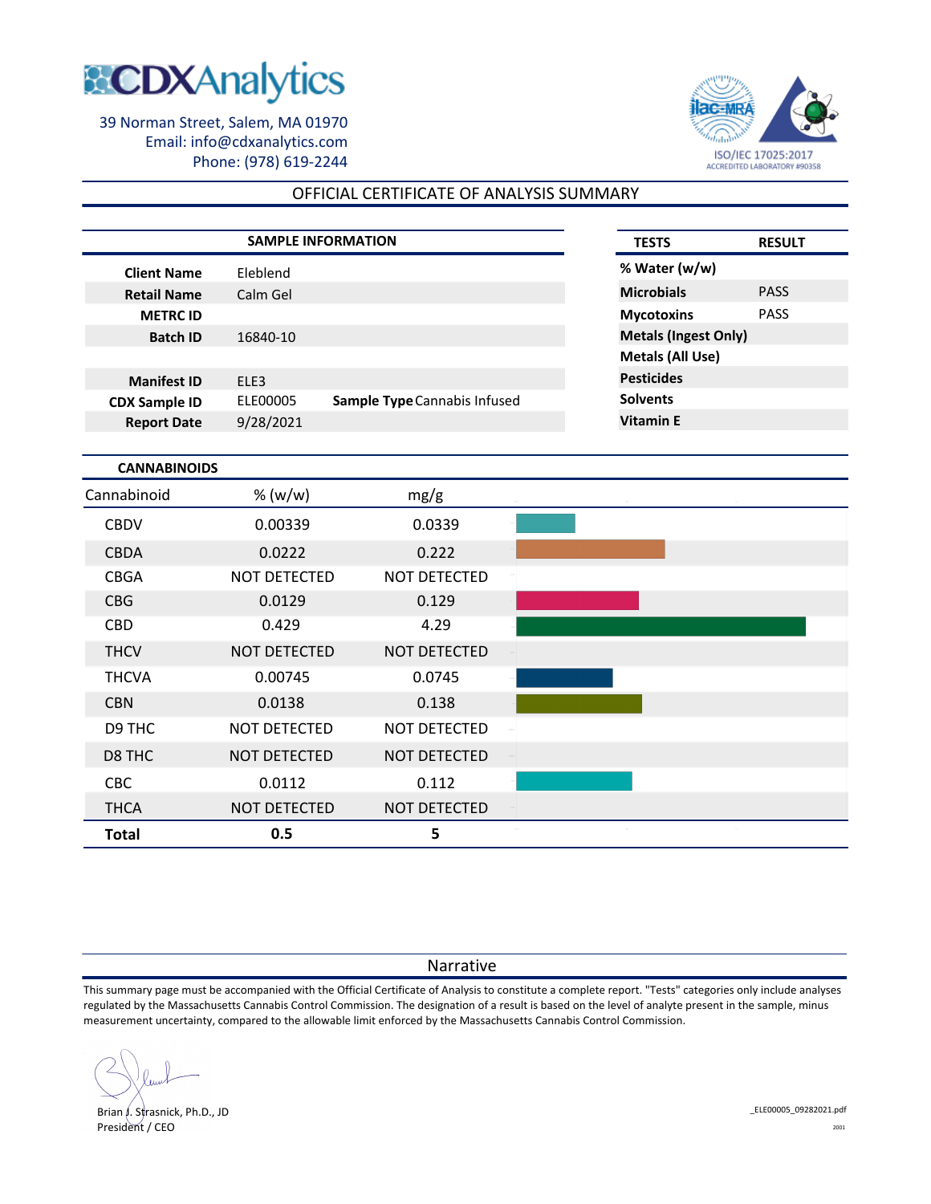# CDXAnalytics

39 Norman Street, Salem, MA 01970
Email: info@cdxanalytics.com
Phone: (978) 619-2244

ISO/IEC 17025:2017
ACCREDITED LABORATORY #90358

## OFFICIAL CERTIFICATE OF ANALYSIS SUMMARY

### SAMPLE INFORMATION

| | | | |
|---|---|---|---|
| **Client Name** | Eleblend | | |
| **Retail Name** | Calm Gel | | |
| **METRC ID** | | | |
| **Batch ID** | 16840-10 | | |
| **Manifest ID** | ELE3 | | |
| **CDX Sample ID** | ELE00005 | **Sample Type** | Cannabis Infused |
| **Report Date** | 9/28/2021 | | |

| TESTS | RESULT |
|---|---|
| **% Water (w/w)** | |
| **Microbials** | PASS |
| **Mycotoxins** | PASS |
| **Metals (Ingest Only)** | |
| **Metals (All Use)** | |
| **Pesticides** | |
| **Solvents** | |
| **Vitamin E** | |

### CANNABINOIDS

| Cannabinoid | % (w/w) | mg/g |
|---|---|---|
| CBDV | 0.00339 | 0.0339 |
| CBDA | 0.0222 | 0.222 |
| CBGA | NOT DETECTED | NOT DETECTED |
| CBG | 0.0129 | 0.129 |
| CBD | 0.429 | 4.29 |
| THCV | NOT DETECTED | NOT DETECTED |
| THCVA | 0.00745 | 0.0745 |
| CBN | 0.0138 | 0.138 |
| D9 THC | NOT DETECTED | NOT DETECTED |
| D8 THC | NOT DETECTED | NOT DETECTED |
| CBC | 0.0112 | 0.112 |
| THCA | NOT DETECTED | NOT DETECTED |
| **Total** | **0.5** | **5** |

### Narrative

This summary page must be accompanied with the Official Certificate of Analysis to constitute a complete report. "Tests" categories only include analyses regulated by the Massachusetts Cannabis Control Commission. The designation of a result is based on the level of analyte present in the sample, minus measurement uncertainty, compared to the allowable limit enforced by the Massachusetts Cannabis Control Commission.

Brian J. Strasnick, Ph.D., JD
President / CEO

_ELE00005_09282021.pdf
2001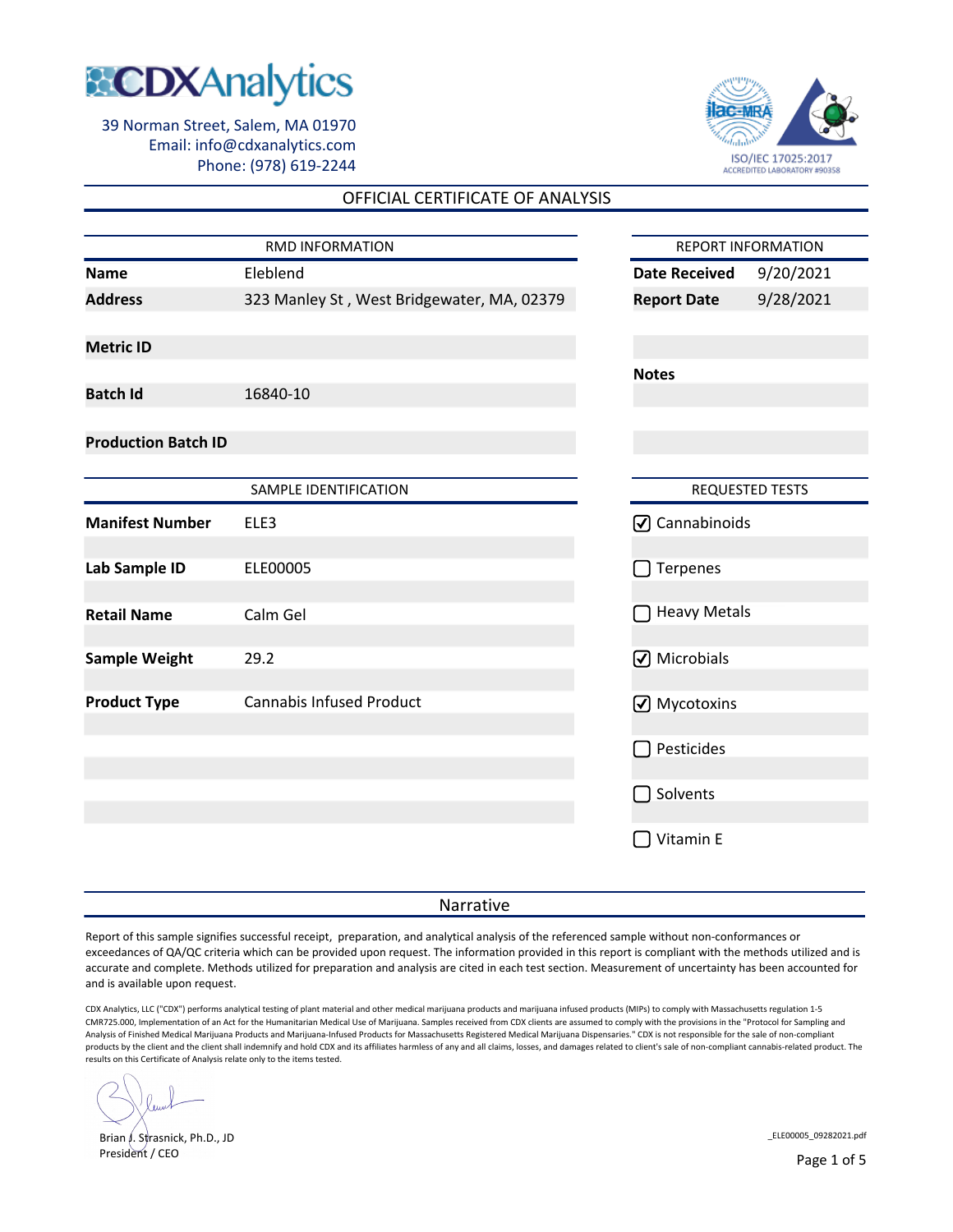# CDXAnalytics

39 Norman Street, Salem, MA 01970
Email: info@cdxanalytics.com
Phone: (978) 619-2244

ISO/IEC 17025:2017
ACCREDITED LABORATORY #90358

## OFFICIAL CERTIFICATE OF ANALYSIS

| RMD INFORMATION | |
|---|---|
| **Name** | Eleblend |
| **Address** | 323 Manley St , West Bridgewater, MA, 02379 |
| **Metric ID** | |
| **Batch Id** | 16840-10 |
| **Production Batch ID** | |

| REPORT INFORMATION | |
|---|---|
| **Date Received** | 9/20/2021 |
| **Report Date** | 9/28/2021 |
| **Notes** | |

| SAMPLE IDENTIFICATION | |
|---|---|
| **Manifest Number** | ELE3 |
| **Lab Sample ID** | ELE00005 |
| **Retail Name** | Calm Gel |
| **Sample Weight** | 29.2 |
| **Product Type** | Cannabis Infused Product |

**REQUESTED TESTS**

- [x] Cannabinoids
- [ ] Terpenes
- [ ] Heavy Metals
- [x] Microbials
- [x] Mycotoxins
- [ ] Pesticides
- [ ] Solvents
- [ ] Vitamin E

## Narrative

Report of this sample signifies successful receipt, preparation, and analytical analysis of the referenced sample without non-conformances or exceedances of QA/QC criteria which can be provided upon request. The information provided in this report is compliant with the methods utilized and is accurate and complete. Methods utilized for preparation and analysis are cited in each test section. Measurement of uncertainty has been accounted for and is available upon request.

CDX Analytics, LLC ("CDX") performs analytical testing of plant material and other medical marijuana products and marijuana infused products (MIPs) to comply with Massachusetts regulation 1-5 CMR725.000, Implementation of an Act for the Humanitarian Medical Use of Marijuana. Samples received from CDX clients are assumed to comply with the provisions in the "Protocol for Sampling and Analysis of Finished Medical Marijuana Products and Marijuana-Infused Products for Massachusetts Registered Medical Marijuana Dispensaries." CDX is not responsible for the sale of non-compliant products by the client and the client shall indemnify and hold CDX and its affiliates harmless of any and all claims, losses, and damages related to client's sale of non-compliant cannabis-related product. The results on this Certificate of Analysis relate only to the items tested.

Brian J. Strasnick, Ph.D., JD
President / CEO

_ELE00005_09282021.pdf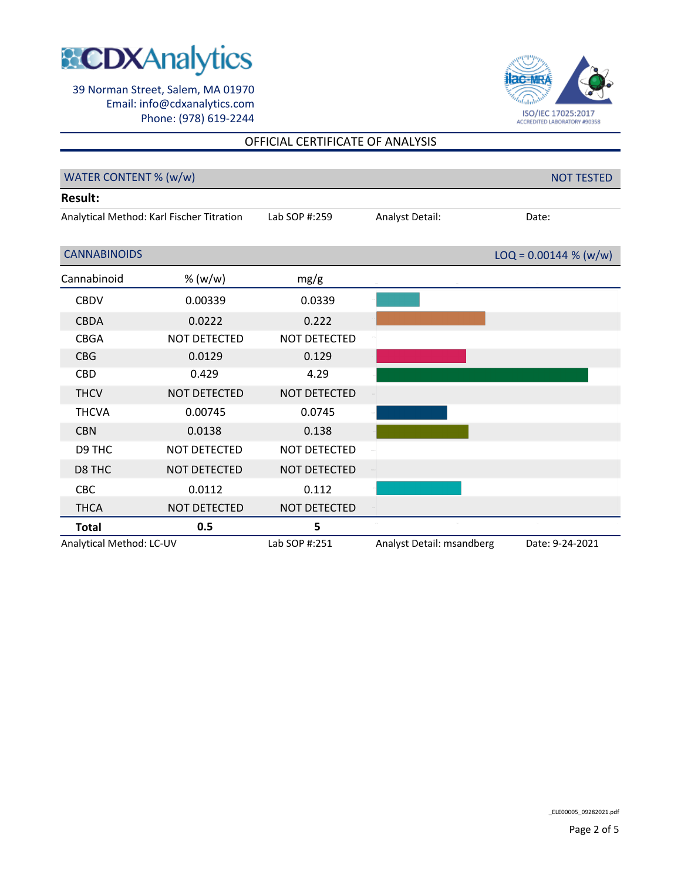CDXAnalytics

39 Norman Street, Salem, MA 01970
Email: info@cdxanalytics.com
Phone: (978) 619-2244

ISO/IEC 17025:2017
ACCREDITED LABORATORY #90358

## OFFICIAL CERTIFICATE OF ANALYSIS

### WATER CONTENT % (w/w) — NOT TESTED

**Result:**

Analytical Method: Karl Fischer Titration | Lab SOP #:259 | Analyst Detail: | Date:

### CANNABINOIDS — LOQ = 0.00144 % (w/w)

| Cannabinoid | % (w/w) | mg/g |
|---|---|---|
| CBDV | 0.00339 | 0.0339 |
| CBDA | 0.0222 | 0.222 |
| CBGA | NOT DETECTED | NOT DETECTED |
| CBG | 0.0129 | 0.129 |
| CBD | 0.429 | 4.29 |
| THCV | NOT DETECTED | NOT DETECTED |
| THCVA | 0.00745 | 0.0745 |
| CBN | 0.0138 | 0.138 |
| D9 THC | NOT DETECTED | NOT DETECTED |
| D8 THC | NOT DETECTED | NOT DETECTED |
| CBC | 0.0112 | 0.112 |
| THCA | NOT DETECTED | NOT DETECTED |
| **Total** | **0.5** | **5** |

Analytical Method: LC-UV | Lab SOP #:251 | Analyst Detail: msandberg | Date: 9-24-2021

_ELE00005_09282021.pdf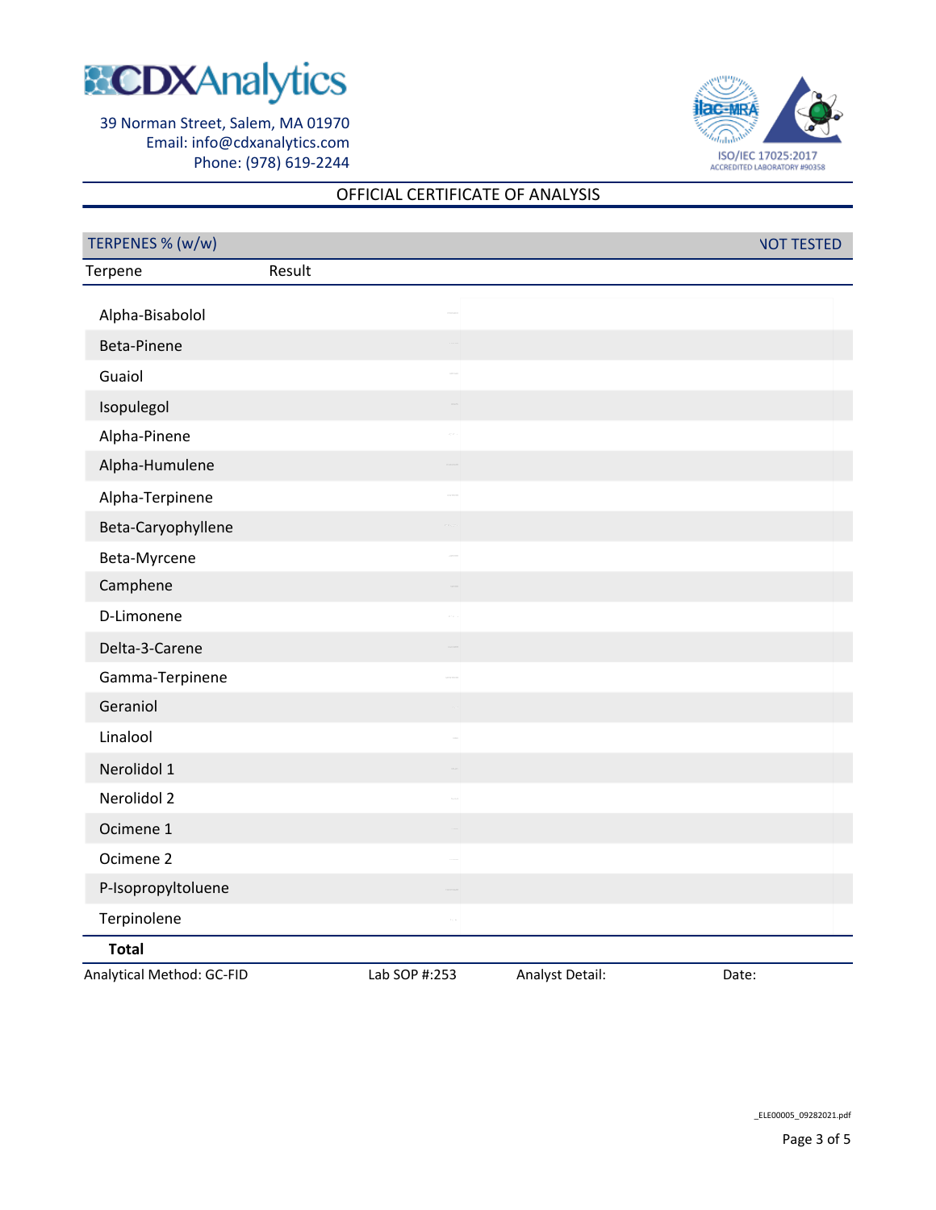CDXAnalytics

39 Norman Street, Salem, MA 01970
Email: info@cdxanalytics.com
Phone: (978) 619-2244

ISO/IEC 17025:2017
ACCREDITED LABORATORY #90358

OFFICIAL CERTIFICATE OF ANALYSIS

## TERPENES % (w/w) — NOT TESTED

| Terpene | Result |
|---|---|
| Alpha-Bisabolol | |
| Beta-Pinene | |
| Guaiol | |
| Isopulegol | |
| Alpha-Pinene | |
| Alpha-Humulene | |
| Alpha-Terpinene | |
| Beta-Caryophyllene | |
| Beta-Myrcene | |
| Camphene | |
| D-Limonene | |
| Delta-3-Carene | |
| Gamma-Terpinene | |
| Geraniol | |
| Linalool | |
| Nerolidol 1 | |
| Nerolidol 2 | |
| Ocimene 1 | |
| Ocimene 2 | |
| P-Isopropyltoluene | |
| Terpinolene | |
| **Total** | |

Analytical Method: GC-FID | Lab SOP #:253 | Analyst Detail: | Date:

_ELE00005_09282021.pdf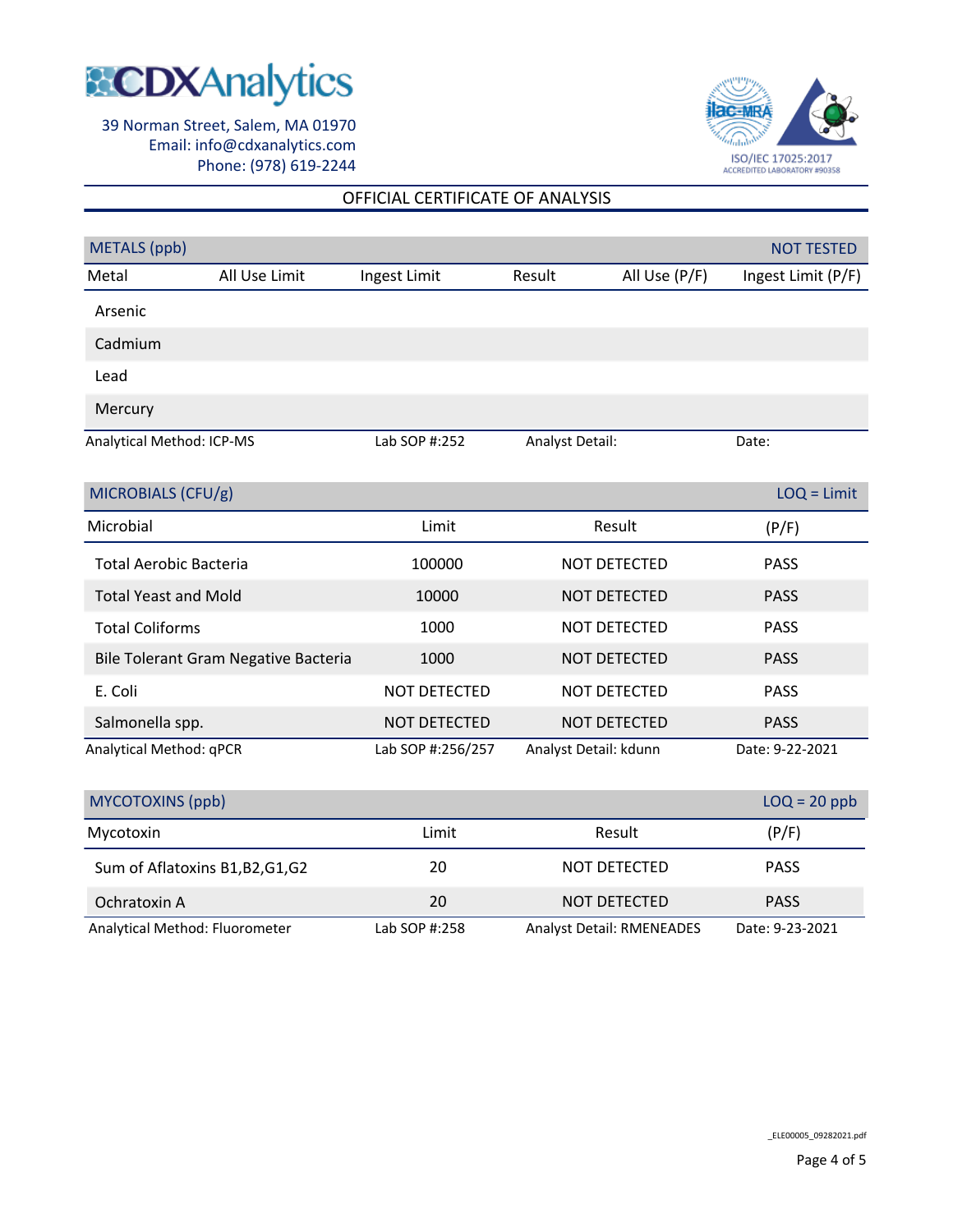# CDXAnalytics

39 Norman Street, Salem, MA 01970
Email: info@cdxanalytics.com
Phone: (978) 619-2244

ISO/IEC 17025:2017
ACCREDITED LABORATORY #90358

## OFFICIAL CERTIFICATE OF ANALYSIS

| METALS (ppb) | | | | | NOT TESTED |
|---|---|---|---|---|---|
| Metal | All Use Limit | Ingest Limit | Result | All Use (P/F) | Ingest Limit (P/F) |
| Arsenic | | | | | |
| Cadmium | | | | | |
| Lead | | | | | |
| Mercury | | | | | |

Analytical Method: ICP-MS | Lab SOP #:252 | Analyst Detail: | Date:

| MICROBIALS (CFU/g) | | | LOQ = Limit |
|---|---|---|---|
| Microbial | Limit | Result | (P/F) |
| Total Aerobic Bacteria | 100000 | NOT DETECTED | PASS |
| Total Yeast and Mold | 10000 | NOT DETECTED | PASS |
| Total Coliforms | 1000 | NOT DETECTED | PASS |
| Bile Tolerant Gram Negative Bacteria | 1000 | NOT DETECTED | PASS |
| E. Coli | NOT DETECTED | NOT DETECTED | PASS |
| Salmonella spp. | NOT DETECTED | NOT DETECTED | PASS |

Analytical Method: qPCR | Lab SOP #:256/257 | Analyst Detail: kdunn | Date: 9-22-2021

| MYCOTOXINS (ppb) | | | LOQ = 20 ppb |
|---|---|---|---|
| Mycotoxin | Limit | Result | (P/F) |
| Sum of Aflatoxins B1,B2,G1,G2 | 20 | NOT DETECTED | PASS |
| Ochratoxin A | 20 | NOT DETECTED | PASS |

Analytical Method: Fluorometer | Lab SOP #:258 | Analyst Detail: RMENEADES | Date: 9-23-2021

_ELE00005_09282021.pdf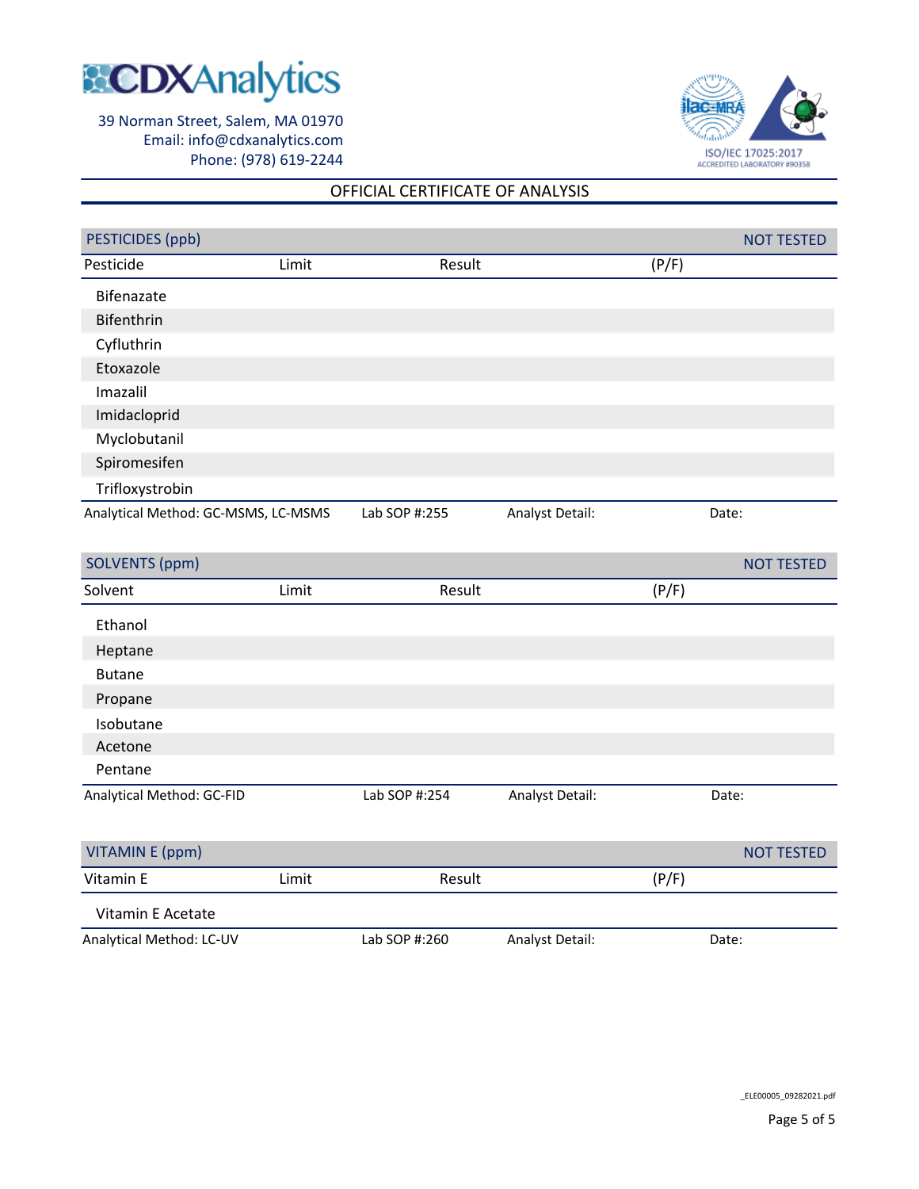# CDXAnalytics

39 Norman Street, Salem, MA 01970
Email: info@cdxanalytics.com
Phone: (978) 619-2244

ISO/IEC 17025:2017
ACCREDITED LABORATORY #90358

## OFFICIAL CERTIFICATE OF ANALYSIS

### PESTICIDES (ppb) — NOT TESTED

| Pesticide | Limit | Result | (P/F) |
|---|---|---|---|
| Bifenazate | | | |
| Bifenthrin | | | |
| Cyfluthrin | | | |
| Etoxazole | | | |
| Imazalil | | | |
| Imidacloprid | | | |
| Myclobutanil | | | |
| Spiromesifen | | | |
| Trifloxystrobin | | | |

Analytical Method: GC-MSMS, LC-MSMS | Lab SOP #:255 | Analyst Detail: | Date:

### SOLVENTS (ppm) — NOT TESTED

| Solvent | Limit | Result | (P/F) |
|---|---|---|---|
| Ethanol | | | |
| Heptane | | | |
| Butane | | | |
| Propane | | | |
| Isobutane | | | |
| Acetone | | | |
| Pentane | | | |

Analytical Method: GC-FID | Lab SOP #:254 | Analyst Detail: | Date:

### VITAMIN E (ppm) — NOT TESTED

| Vitamin E | Limit | Result | (P/F) |
|---|---|---|---|
| Vitamin E Acetate | | | |

Analytical Method: LC-UV | Lab SOP #:260 | Analyst Detail: | Date:

_ELE00005_09282021.pdf